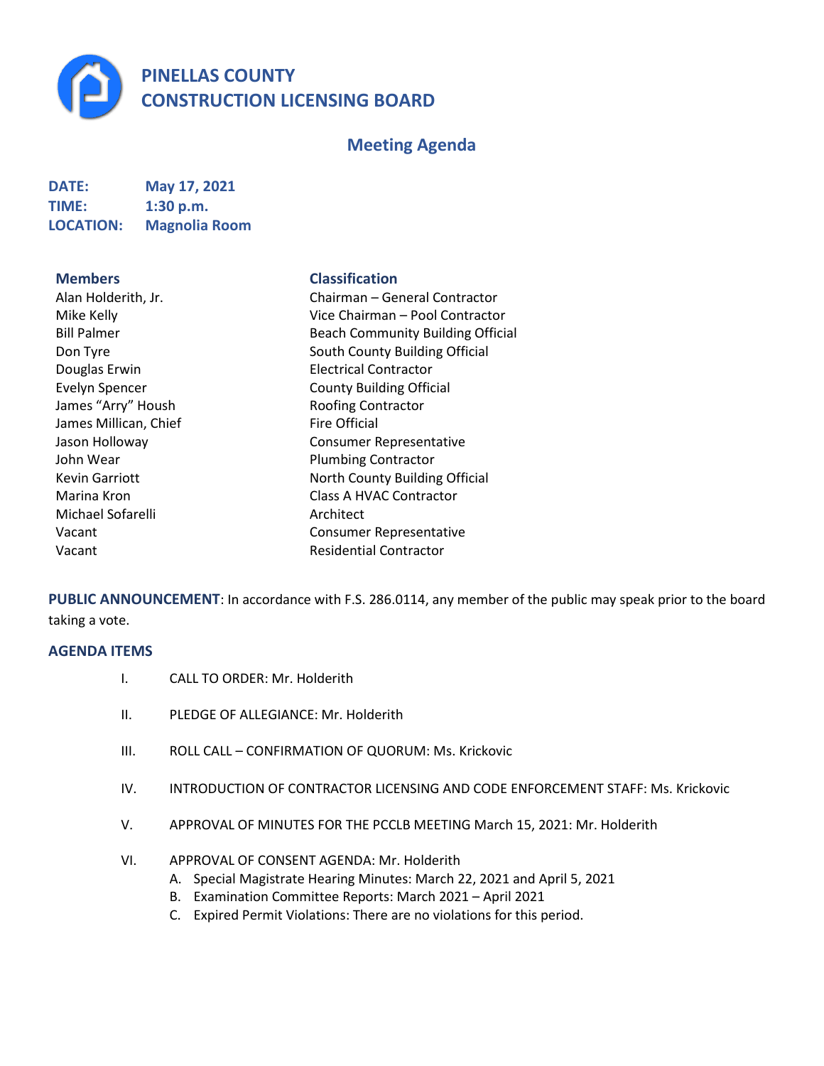# PINELLAS COUNTY CONSTRUCTION LICENSING BOARD

## Meeting Agenda

**DATE:** May 17, 2021
**TIME:** 1:30 p.m.
**LOCATION:** Magnolia Room

| Members | Classification |
| --- | --- |
| Alan Holderith, Jr. | Chairman – General Contractor |
| Mike Kelly | Vice Chairman – Pool Contractor |
| Bill Palmer | Beach Community Building Official |
| Don Tyre | South County Building Official |
| Douglas Erwin | Electrical Contractor |
| Evelyn Spencer | County Building Official |
| James "Arry" Housh | Roofing Contractor |
| James Millican, Chief | Fire Official |
| Jason Holloway | Consumer Representative |
| John Wear | Plumbing Contractor |
| Kevin Garriott | North County Building Official |
| Marina Kron | Class A HVAC Contractor |
| Michael Sofarelli | Architect |
| Vacant | Consumer Representative |
| Vacant | Residential Contractor |

**PUBLIC ANNOUNCEMENT**: In accordance with F.S. 286.0114, any member of the public may speak prior to the board taking a vote.

### AGENDA ITEMS

I. CALL TO ORDER: Mr. Holderith

II. PLEDGE OF ALLEGIANCE: Mr. Holderith

III. ROLL CALL – CONFIRMATION OF QUORUM: Ms. Krickovic

IV. INTRODUCTION OF CONTRACTOR LICENSING AND CODE ENFORCEMENT STAFF: Ms. Krickovic

V. APPROVAL OF MINUTES FOR THE PCCLB MEETING March 15, 2021: Mr. Holderith

VI. APPROVAL OF CONSENT AGENDA: Mr. Holderith
  A. Special Magistrate Hearing Minutes: March 22, 2021 and April 5, 2021
  B. Examination Committee Reports: March 2021 – April 2021
  C. Expired Permit Violations: There are no violations for this period.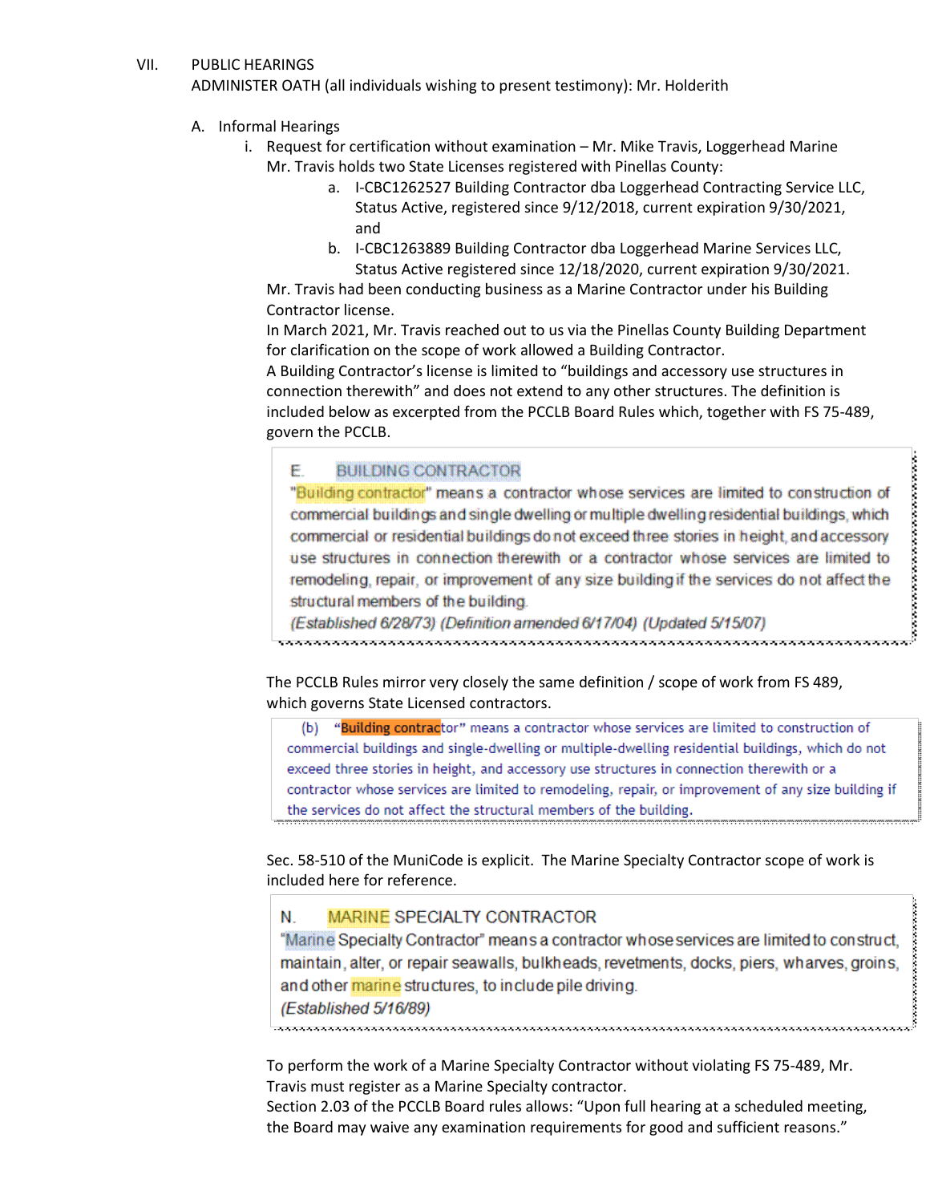VII. PUBLIC HEARINGS

ADMINISTER OATH (all individuals wishing to present testimony): Mr. Holderith

A. Informal Hearings

i. Request for certification without examination – Mr. Mike Travis, Loggerhead Marine

Mr. Travis holds two State Licenses registered with Pinellas County:

a. I-CBC1262527 Building Contractor dba Loggerhead Contracting Service LLC, Status Active, registered since 9/12/2018, current expiration 9/30/2021, and

b. I-CBC1263889 Building Contractor dba Loggerhead Marine Services LLC, Status Active registered since 12/18/2020, current expiration 9/30/2021.

Mr. Travis had been conducting business as a Marine Contractor under his Building Contractor license.

In March 2021, Mr. Travis reached out to us via the Pinellas County Building Department for clarification on the scope of work allowed a Building Contractor.

A Building Contractor's license is limited to "buildings and accessory use structures in connection therewith" and does not extend to any other structures. The definition is included below as excerpted from the PCCLB Board Rules which, together with FS 75-489, govern the PCCLB.

> E. BUILDING CONTRACTOR
>
> "Building contractor" means a contractor whose services are limited to construction of commercial buildings and single dwelling or multiple dwelling residential buildings, which commercial or residential buildings do not exceed three stories in height, and accessory use structures in connection therewith or a contractor whose services are limited to remodeling, repair, or improvement of any size building if the services do not affect the structural members of the building.
>
> *(Established 6/28/73) (Definition amended 6/17/04) (Updated 5/15/07)*

The PCCLB Rules mirror very closely the same definition / scope of work from FS 489, which governs State Licensed contractors.

> (b) "Building contractor" means a contractor whose services are limited to construction of commercial buildings and single-dwelling or multiple-dwelling residential buildings, which do not exceed three stories in height, and accessory use structures in connection therewith or a contractor whose services are limited to remodeling, repair, or improvement of any size building if the services do not affect the structural members of the building.

Sec. 58-510 of the MuniCode is explicit. The Marine Specialty Contractor scope of work is included here for reference.

> N. MARINE SPECIALTY CONTRACTOR
>
> "Marine Specialty Contractor" means a contractor whose services are limited to construct, maintain, alter, or repair seawalls, bulkheads, revetments, docks, piers, wharves, groins, and other marine structures, to include pile driving.
>
> *(Established 5/16/89)*

To perform the work of a Marine Specialty Contractor without violating FS 75-489, Mr. Travis must register as a Marine Specialty contractor.

Section 2.03 of the PCCLB Board rules allows: "Upon full hearing at a scheduled meeting, the Board may waive any examination requirements for good and sufficient reasons."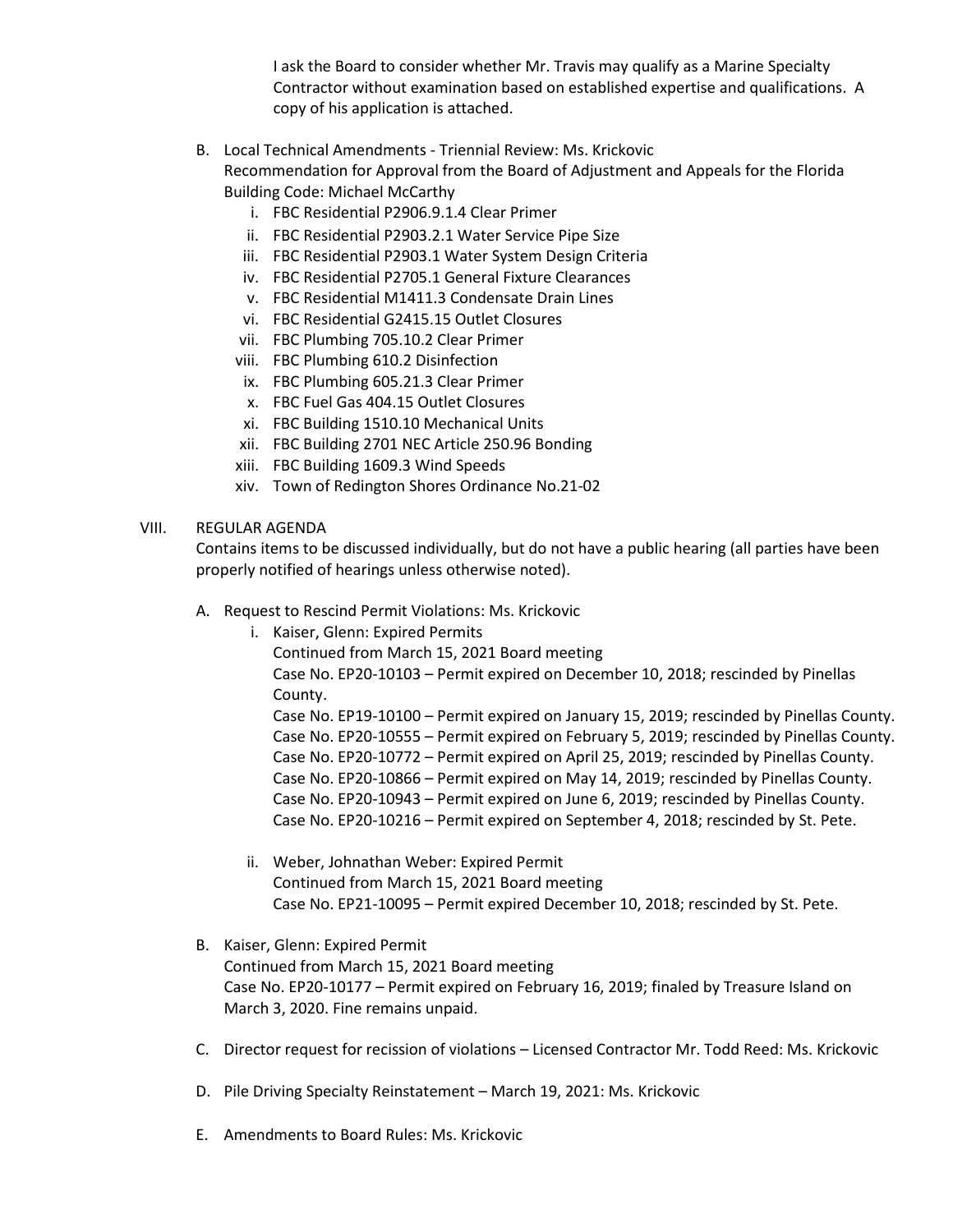I ask the Board to consider whether Mr. Travis may qualify as a Marine Specialty Contractor without examination based on established expertise and qualifications. A copy of his application is attached.

B. Local Technical Amendments - Triennial Review: Ms. Krickovic
   Recommendation for Approval from the Board of Adjustment and Appeals for the Florida Building Code: Michael McCarthy
   i. FBC Residential P2906.9.1.4 Clear Primer
   ii. FBC Residential P2903.2.1 Water Service Pipe Size
   iii. FBC Residential P2903.1 Water System Design Criteria
   iv. FBC Residential P2705.1 General Fixture Clearances
   v. FBC Residential M1411.3 Condensate Drain Lines
   vi. FBC Residential G2415.15 Outlet Closures
   vii. FBC Plumbing 705.10.2 Clear Primer
   viii. FBC Plumbing 610.2 Disinfection
   ix. FBC Plumbing 605.21.3 Clear Primer
   x. FBC Fuel Gas 404.15 Outlet Closures
   xi. FBC Building 1510.10 Mechanical Units
   xii. FBC Building 2701 NEC Article 250.96 Bonding
   xiii. FBC Building 1609.3 Wind Speeds
   xiv. Town of Redington Shores Ordinance No.21-02

## VIII. REGULAR AGENDA

Contains items to be discussed individually, but do not have a public hearing (all parties have been properly notified of hearings unless otherwise noted).

A. Request to Rescind Permit Violations: Ms. Krickovic
   i. Kaiser, Glenn: Expired Permits
      Continued from March 15, 2021 Board meeting
      Case No. EP20-10103 – Permit expired on December 10, 2018; rescinded by Pinellas County.
      Case No. EP19-10100 – Permit expired on January 15, 2019; rescinded by Pinellas County.
      Case No. EP20-10555 – Permit expired on February 5, 2019; rescinded by Pinellas County.
      Case No. EP20-10772 – Permit expired on April 25, 2019; rescinded by Pinellas County.
      Case No. EP20-10866 – Permit expired on May 14, 2019; rescinded by Pinellas County.
      Case No. EP20-10943 – Permit expired on June 6, 2019; rescinded by Pinellas County.
      Case No. EP20-10216 – Permit expired on September 4, 2018; rescinded by St. Pete.

   ii. Weber, Johnathan Weber: Expired Permit
      Continued from March 15, 2021 Board meeting
      Case No. EP21-10095 – Permit expired December 10, 2018; rescinded by St. Pete.

B. Kaiser, Glenn: Expired Permit
   Continued from March 15, 2021 Board meeting
   Case No. EP20-10177 – Permit expired on February 16, 2019; finaled by Treasure Island on March 3, 2020. Fine remains unpaid.

C. Director request for recission of violations – Licensed Contractor Mr. Todd Reed: Ms. Krickovic

D. Pile Driving Specialty Reinstatement – March 19, 2021: Ms. Krickovic

E. Amendments to Board Rules: Ms. Krickovic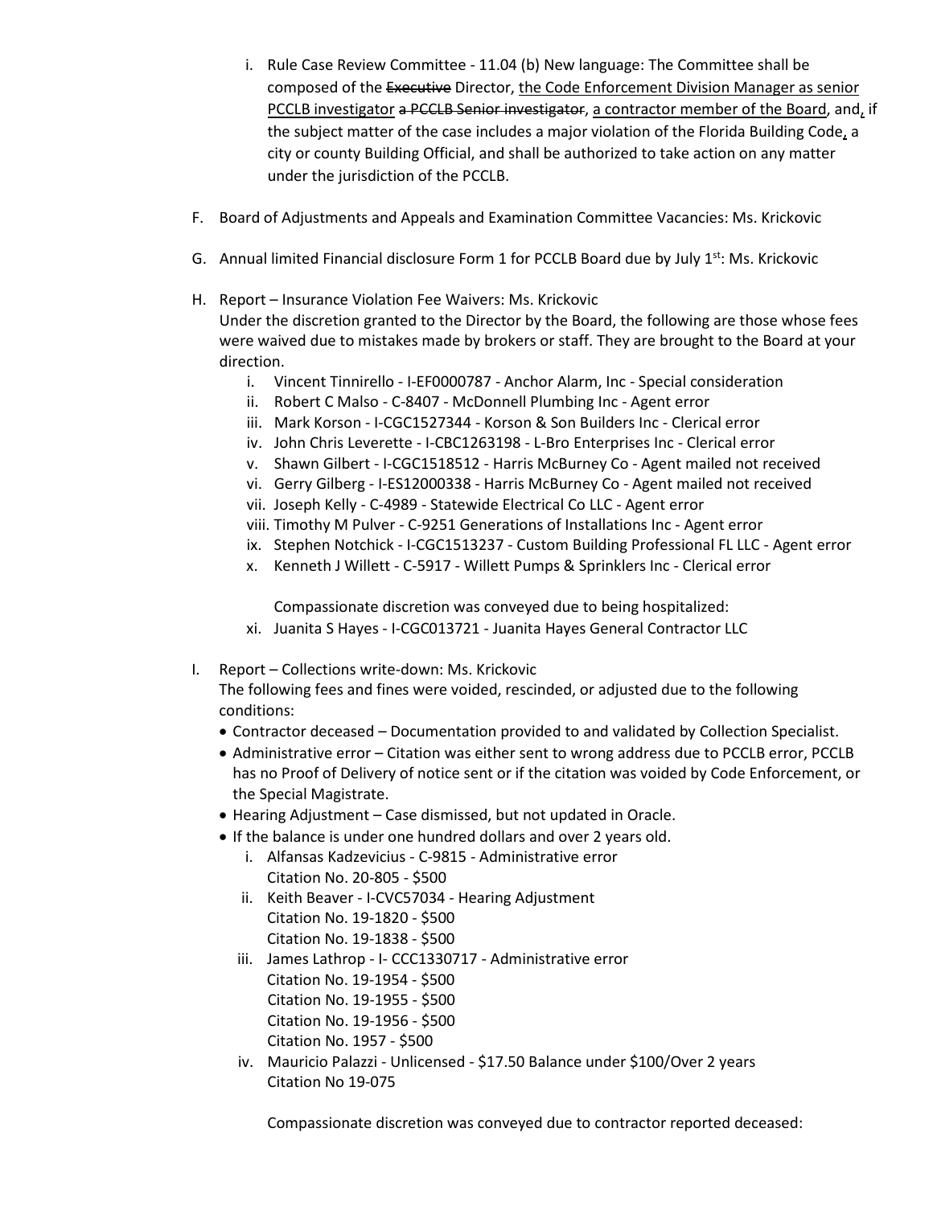i. Rule Case Review Committee - 11.04 (b) New language: The Committee shall be composed of the ~~Executive~~ Director, <u>the Code Enforcement Division Manager as senior PCCLB investigator</u> ~~a PCCLB Senior investigator~~, <u>a contractor member of the Board</u>, and<u>,</u> if the subject matter of the case includes a major violation of the Florida Building Code<u>,</u> a city or county Building Official, and shall be authorized to take action on any matter under the jurisdiction of the PCCLB.

F. Board of Adjustments and Appeals and Examination Committee Vacancies: Ms. Krickovic

G. Annual limited Financial disclosure Form 1 for PCCLB Board due by July 1st: Ms. Krickovic

H. Report – Insurance Violation Fee Waivers: Ms. Krickovic
Under the discretion granted to the Director by the Board, the following are those whose fees were waived due to mistakes made by brokers or staff. They are brought to the Board at your direction.

   i. Vincent Tinnirello - I-EF0000787 - Anchor Alarm, Inc - Special consideration
   ii. Robert C Malso - C-8407 - McDonnell Plumbing Inc - Agent error
   iii. Mark Korson - I-CGC1527344 - Korson & Son Builders Inc - Clerical error
   iv. John Chris Leverette - I-CBC1263198 - L-Bro Enterprises Inc - Clerical error
   v. Shawn Gilbert - I-CGC1518512 - Harris McBurney Co - Agent mailed not received
   vi. Gerry Gilberg - I-ES12000338 - Harris McBurney Co - Agent mailed not received
   vii. Joseph Kelly - C-4989 - Statewide Electrical Co LLC - Agent error
   viii. Timothy M Pulver - C-9251 Generations of Installations Inc - Agent error
   ix. Stephen Notchick - I-CGC1513237 - Custom Building Professional FL LLC - Agent error
   x. Kenneth J Willett - C-5917 - Willett Pumps & Sprinklers Inc - Clerical error

   Compassionate discretion was conveyed due to being hospitalized:

   xi. Juanita S Hayes - I-CGC013721 - Juanita Hayes General Contractor LLC

I. Report – Collections write-down: Ms. Krickovic
The following fees and fines were voided, rescinded, or adjusted due to the following conditions:

- Contractor deceased – Documentation provided to and validated by Collection Specialist.
- Administrative error – Citation was either sent to wrong address due to PCCLB error, PCCLB has no Proof of Delivery of notice sent or if the citation was voided by Code Enforcement, or the Special Magistrate.
- Hearing Adjustment – Case dismissed, but not updated in Oracle.
- If the balance is under one hundred dollars and over 2 years old.

   i. Alfansas Kadzevicius - C-9815 - Administrative error
      Citation No. 20-805 - $500
   ii. Keith Beaver - I-CVC57034 - Hearing Adjustment
      Citation No. 19-1820 - $500
      Citation No. 19-1838 - $500
   iii. James Lathrop - I- CCC1330717 - Administrative error
      Citation No. 19-1954 - $500
      Citation No. 19-1955 - $500
      Citation No. 19-1956 - $500
      Citation No. 1957 - $500
   iv. Mauricio Palazzi - Unlicensed - $17.50 Balance under $100/Over 2 years
      Citation No 19-075

   Compassionate discretion was conveyed due to contractor reported deceased: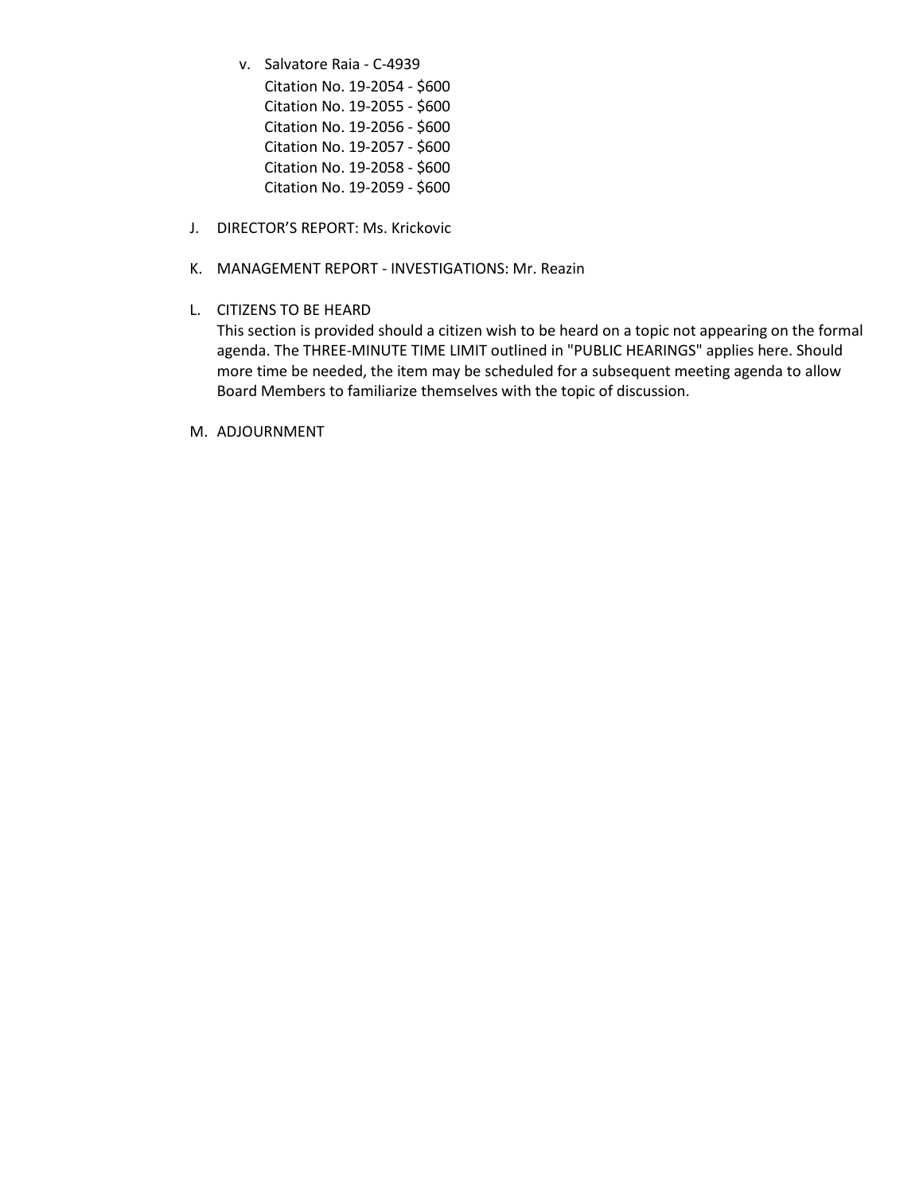v. Salvatore Raia - C-4939
   Citation No. 19-2054 - $600
   Citation No. 19-2055 - $600
   Citation No. 19-2056 - $600
   Citation No. 19-2057 - $600
   Citation No. 19-2058 - $600
   Citation No. 19-2059 - $600

J. DIRECTOR'S REPORT: Ms. Krickovic

K. MANAGEMENT REPORT - INVESTIGATIONS: Mr. Reazin

L. CITIZENS TO BE HEARD
   This section is provided should a citizen wish to be heard on a topic not appearing on the formal agenda. The THREE-MINUTE TIME LIMIT outlined in "PUBLIC HEARINGS" applies here. Should more time be needed, the item may be scheduled for a subsequent meeting agenda to allow Board Members to familiarize themselves with the topic of discussion.

M. ADJOURNMENT